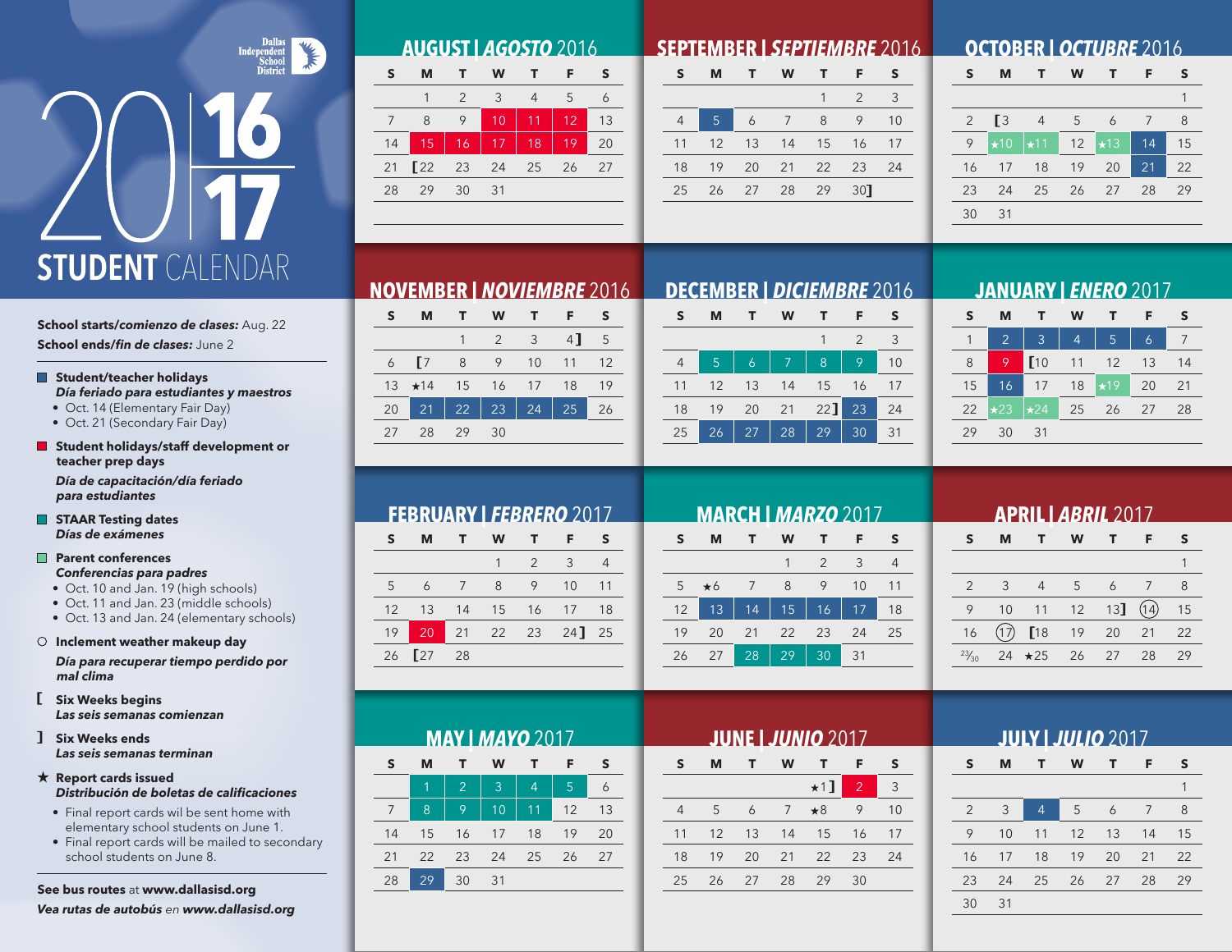Dallas Independent School District

# 2016 | 2017 STUDENT CALENDAR

**School starts/*comienzo de clases:*** Aug. 22
**School ends/*fin de clases:*** June 2

- **Student/teacher holidays**
  ***Día feriado para estudiantes y maestros***
  - Oct. 14 (Elementary Fair Day)
  - Oct. 21 (Secondary Fair Day)
- **Student holidays/staff development or teacher prep days**
  ***Día de capacitación/día feriado para estudiantes***
- **STAAR Testing dates**
  ***Días de exámenes***
- **Parent conferences**
  ***Conferencias para padres***
  - Oct. 10 and Jan. 19 (high schools)
  - Oct. 11 and Jan. 23 (middle schools)
  - Oct. 13 and Jan. 24 (elementary schools)
- ○ **Inclement weather makeup day**
  ***Día para recuperar tiempo perdido por mal clima***
- [ **Six Weeks begins**
  ***Las seis semanas comienzan***
- ] **Six Weeks ends**
  ***Las seis semanas terminan***
- ★ **Report cards issued**
  ***Distribución de boletas de calificaciones***
  - Final report cards wil be sent home with elementary school students on June 1.
  - Final report cards will be mailed to secondary school students on June 8.

**See bus routes** at **www.dallasisd.org**
***Vea rutas de autobús** en **www.dallasisd.org***

## AUGUST | *AGOSTO* 2016

| S | M | T | W | T | F | S |
|---|---|---|---|---|---|---|
| | 1 | 2 | 3 | 4 | 5 | 6 |
| 7 | 8 | 9 | 10 | 11 | 12 | 13 |
| 14 | 15 | 16 | 17 | 18 | 19 | 20 |
| 21 | [22 | 23 | 24 | 25 | 26 | 27 |
| 28 | 29 | 30 | 31 | | | |

## SEPTEMBER | *SEPTIEMBRE* 2016

| S | M | T | W | T | F | S |
|---|---|---|---|---|---|---|
| | | | | 1 | 2 | 3 |
| 4 | 5 | 6 | 7 | 8 | 9 | 10 |
| 11 | 12 | 13 | 14 | 15 | 16 | 17 |
| 18 | 19 | 20 | 21 | 22 | 23 | 24 |
| 25 | 26 | 27 | 28 | 29 | 30] | |

## OCTOBER | *OCTUBRE* 2016

| S | M | T | W | T | F | S |
|---|---|---|---|---|---|---|
| | | | | | | 1 |
| 2 | [3 | 4 | 5 | 6 | 7 | 8 |
| 9 | ★10 | ★11 | 12 | ★13 | 14 | 15 |
| 16 | 17 | 18 | 19 | 20 | 21 | 22 |
| 23 | 24 | 25 | 26 | 27 | 28 | 29 |
| 30 | 31 | | | | | |

## NOVEMBER | *NOVIEMBRE* 2016

| S | M | T | W | T | F | S |
|---|---|---|---|---|---|---|
| | | 1 | 2 | 3 | 4] | 5 |
| 6 | [7 | 8 | 9 | 10 | 11 | 12 |
| 13 | ★14 | 15 | 16 | 17 | 18 | 19 |
| 20 | 21 | 22 | 23 | 24 | 25 | 26 |
| 27 | 28 | 29 | 30 | | | |

## DECEMBER | *DICIEMBRE* 2016

| S | M | T | W | T | F | S |
|---|---|---|---|---|---|---|
| | | | | 1 | 2 | 3 |
| 4 | 5 | 6 | 7 | 8 | 9 | 10 |
| 11 | 12 | 13 | 14 | 15 | 16 | 17 |
| 18 | 19 | 20 | 21 | 22] | 23 | 24 |
| 25 | 26 | 27 | 28 | 29 | 30 | 31 |

## JANUARY | *ENERO* 2017

| S | M | T | W | T | F | S |
|---|---|---|---|---|---|---|
| 1 | 2 | 3 | 4 | 5 | 6 | 7 |
| 8 | 9 | [10 | 11 | 12 | 13 | 14 |
| 15 | 16 | 17 | 18 | ★19 | 20 | 21 |
| 22 | ★23 | ★24 | 25 | 26 | 27 | 28 |
| 29 | 30 | 31 | | | | |

## FEBRUARY | *FEBRERO* 2017

| S | M | T | W | T | F | S |
|---|---|---|---|---|---|---|
| | | | 1 | 2 | 3 | 4 |
| 5 | 6 | 7 | 8 | 9 | 10 | 11 |
| 12 | 13 | 14 | 15 | 16 | 17 | 18 |
| 19 | 20 | 21 | 22 | 23 | 24] | 25 |
| 26 | [27 | 28 | | | | |

## MARCH | *MARZO* 2017

| S | M | T | W | T | F | S |
|---|---|---|---|---|---|---|
| | | | 1 | 2 | 3 | 4 |
| 5 | ★6 | 7 | 8 | 9 | 10 | 11 |
| 12 | 13 | 14 | 15 | 16 | 17 | 18 |
| 19 | 20 | 21 | 22 | 23 | 24 | 25 |
| 26 | 27 | 28 | 29 | 30 | 31 | |

## APRIL | *ABRIL* 2017

| S | M | T | W | T | F | S |
|---|---|---|---|---|---|---|
| | | | | | | 1 |
| 2 | 3 | 4 | 5 | 6 | 7 | 8 |
| 9 | 10 | 11 | 12 | 13] | (14) | 15 |
| 16 | (17) | [18 | 19 | 20 | 21 | 22 |
| 23/30 | 24 | ★25 | 26 | 27 | 28 | 29 |

## MAY | *MAYO* 2017

| S | M | T | W | T | F | S |
|---|---|---|---|---|---|---|
| | 1 | 2 | 3 | 4 | 5 | 6 |
| 7 | 8 | 9 | 10 | 11 | 12 | 13 |
| 14 | 15 | 16 | 17 | 18 | 19 | 20 |
| 21 | 22 | 23 | 24 | 25 | 26 | 27 |
| 28 | 29 | 30 | 31 | | | |

## JUNE | *JUNIO* 2017

| S | M | T | W | T | F | S |
|---|---|---|---|---|---|---|
| | | | | ★1] | 2 | 3 |
| 4 | 5 | 6 | 7 | ★8 | 9 | 10 |
| 11 | 12 | 13 | 14 | 15 | 16 | 17 |
| 18 | 19 | 20 | 21 | 22 | 23 | 24 |
| 25 | 26 | 27 | 28 | 29 | 30 | |

## JULY | *JULIO* 2017

| S | M | T | W | T | F | S |
|---|---|---|---|---|---|---|
| | | | | | | 1 |
| 2 | 3 | 4 | 5 | 6 | 7 | 8 |
| 9 | 10 | 11 | 12 | 13 | 14 | 15 |
| 16 | 17 | 18 | 19 | 20 | 21 | 22 |
| 23 | 24 | 25 | 26 | 27 | 28 | 29 |
| 30 | 31 | | | | | |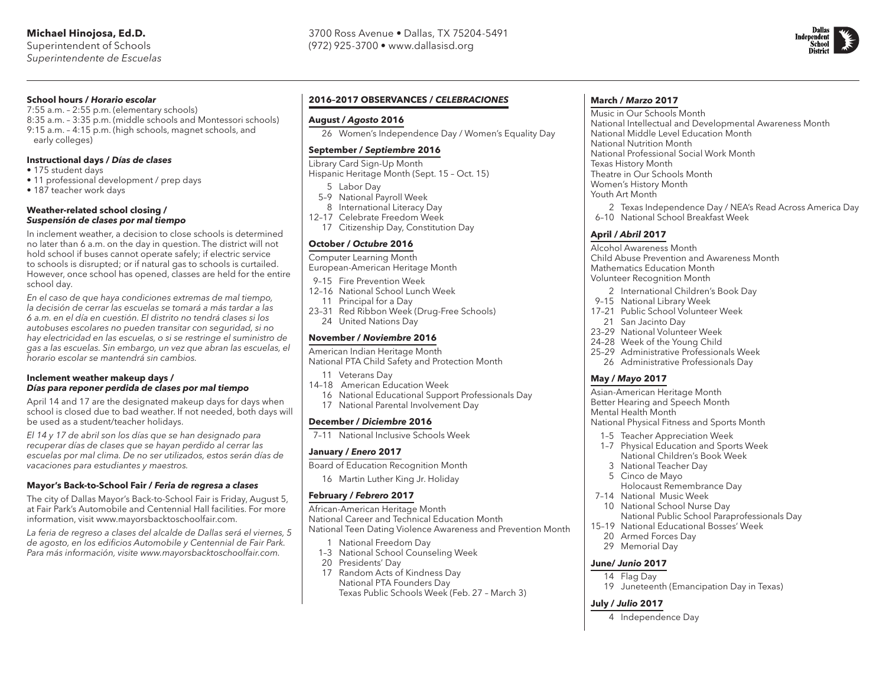**Michael Hinojosa, Ed.D.**
Superintendent of Schools
*Superintendente de Escuelas*

3700 Ross Avenue • Dallas, TX 75204-5491
(972) 925-3700 • www.dallasisd.org

Dallas Independent School District

#### School hours / *Horario escolar*

7:55 a.m. – 2:55 p.m. (elementary schools)
8:35 a.m. – 3:35 p.m. (middle schools and Montessori schools)
9:15 a.m. – 4:15 p.m. (high schools, magnet schools, and early colleges)

#### Instructional days / *Días de clases*

- 175 student days
- 11 professional development / prep days
- 187 teacher work days

#### Weather-related school closing / *Suspensión de clases por mal tiempo*

In inclement weather, a decision to close schools is determined no later than 6 a.m. on the day in question. The district will not hold school if buses cannot operate safely; if electric service to schools is disrupted; or if natural gas to schools is curtailed. However, once school has opened, classes are held for the entire school day.

*En el caso de que haya condiciones extremas de mal tiempo, la decisión de cerrar las escuelas se tomará a más tardar a las 6 a.m. en el día en cuestión. El distrito no tendrá clases si los autobuses escolares no pueden transitar con seguridad, si no hay electricidad en las escuelas, o si se restringe el suministro de gas a las escuelas. Sin embargo, un vez que abran las escuelas, el horario escolar se mantendrá sin cambios.*

#### Inclement weather makeup days / *Días para reponer perdida de clases por mal tiempo*

April 14 and 17 are the designated makeup days for days when school is closed due to bad weather. If not needed, both days will be used as a student/teacher holidays.

*El 14 y 17 de abril son los días que se han designado para recuperar días de clases que se hayan perdido al cerrar las escuelas por mal clima. De no ser utilizados, estos serán días de vacaciones para estudiantes y maestros.*

#### Mayor's Back-to-School Fair / *Feria de regresa a clases*

The city of Dallas Mayor's Back-to-School Fair is Friday, August 5, at Fair Park's Automobile and Centennial Hall facilities. For more information, visit www.mayorsbacktoschoolfair.com.

*La feria de regreso a clases del alcalde de Dallas será el viernes, 5 de agosto, en los edificios Automobile y Centennial de Fair Park. Para más información, visite www.mayorsbacktoschoolfair.com.*

## 2016–2017 OBSERVANCES / *CELEBRACIONES*

### August / *Agosto* 2016

26 Women's Independence Day / Women's Equality Day

### September / *Septiembre* 2016

Library Card Sign-Up Month
Hispanic Heritage Month (Sept. 15 – Oct. 15)

5 Labor Day
5–9 National Payroll Week
8 International Literacy Day
12–17 Celebrate Freedom Week
17 Citizenship Day, Constitution Day

### October / *Octubre* 2016

Computer Learning Month
European-American Heritage Month

9–15 Fire Prevention Week
12–16 National School Lunch Week
11 Principal for a Day
23–31 Red Ribbon Week (Drug-Free Schools)
24 United Nations Day

### November / *Noviembre* 2016

American Indian Heritage Month
National PTA Child Safety and Protection Month

11 Veterans Day
14–18 American Education Week
16 National Educational Support Professionals Day
17 National Parental Involvement Day

### December / *Diciembre* 2016

7–11 National Inclusive Schools Week

### January / *Enero* 2017

Board of Education Recognition Month

16 Martin Luther King Jr. Holiday

### February / *Febrero* 2017

African-American Heritage Month
National Career and Technical Education Month
National Teen Dating Violence Awareness and Prevention Month

1 National Freedom Day
1–3 National School Counseling Week
20 Presidents' Day
17 Random Acts of Kindness Day
National PTA Founders Day
Texas Public Schools Week (Feb. 27 – March 3)

### March / *Marzo* 2017

Music in Our Schools Month
National Intellectual and Developmental Awareness Month
National Middle Level Education Month
National Nutrition Month
National Professional Social Work Month
Texas History Month
Theatre in Our Schools Month
Women's History Month
Youth Art Month

2 Texas Independence Day / NEA's Read Across America Day
6–10 National School Breakfast Week

### April / *Abril* 2017

Alcohol Awareness Month
Child Abuse Prevention and Awareness Month
Mathematics Education Month
Volunteer Recognition Month

2 International Children's Book Day
9–15 National Library Week
17–21 Public School Volunteer Week
21 San Jacinto Day
23–29 National Volunteer Week
24–28 Week of the Young Child
25–29 Administrative Professionals Week
26 Administrative Professionals Day

### May / *Mayo* 2017

Asian-American Heritage Month
Better Hearing and Speech Month
Mental Health Month
National Physical Fitness and Sports Month

1–5 Teacher Appreciation Week
1–7 Physical Education and Sports Week
National Children's Book Week
3 National Teacher Day
5 Cinco de Mayo
Holocaust Remembrance Day
7–14 National Music Week
10 National School Nurse Day
National Public School Paraprofessionals Day
15–19 National Educational Bosses' Week
20 Armed Forces Day
29 Memorial Day

### June/ *Junio* 2017

14 Flag Day
19 Juneteenth (Emancipation Day in Texas)

### July / *Julio* 2017

4 Independence Day